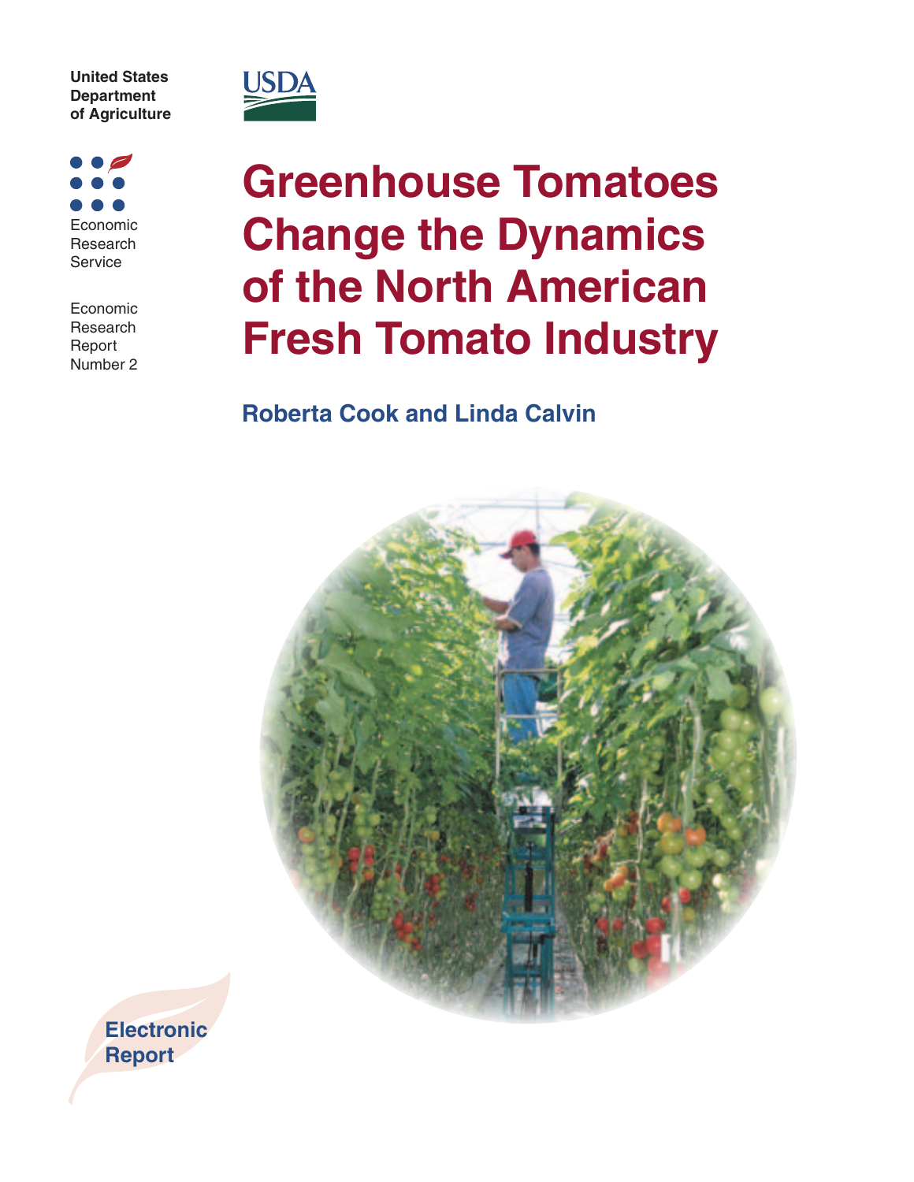United States Department of Agriculture

USDA

Economic Research Service

Economic Research Report Number 2

# Greenhouse Tomatoes Change the Dynamics of the North American Fresh Tomato Industry

**Roberta Cook and Linda Calvin**

**Electronic Report**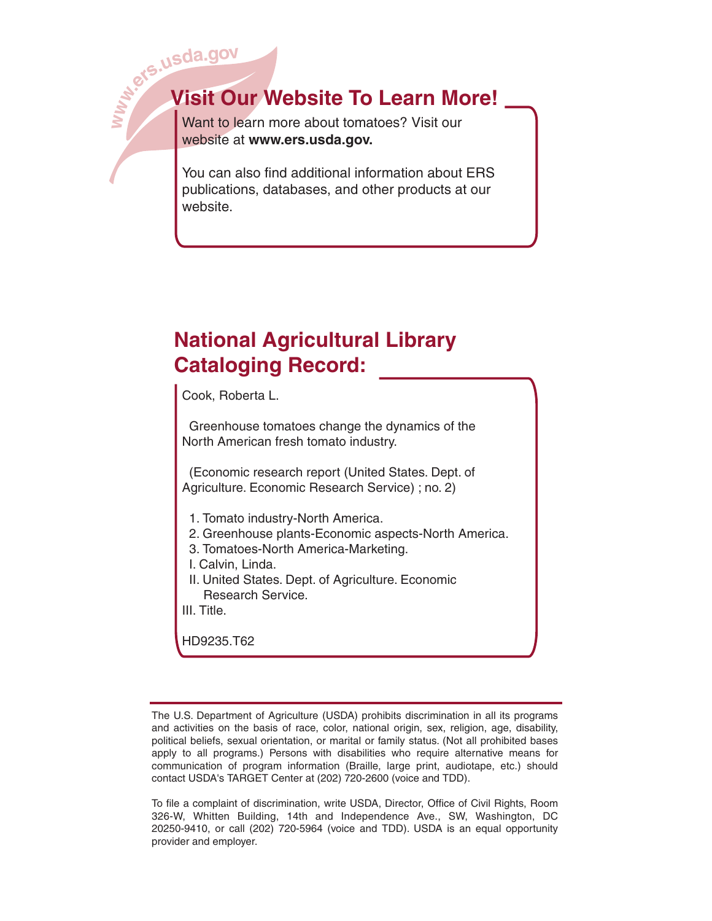www.ers.usda.gov

## Visit Our Website To Learn More!

Want to learn more about tomatoes? Visit our website at **www.ers.usda.gov.**

You can also find additional information about ERS publications, databases, and other products at our website.

## National Agricultural Library Cataloging Record:

Cook, Roberta L.

Greenhouse tomatoes change the dynamics of the North American fresh tomato industry.

(Economic research report (United States. Dept. of Agriculture. Economic Research Service) ; no. 2)

1. Tomato industry-North America.
2. Greenhouse plants-Economic aspects-North America.
3. Tomatoes-North America-Marketing.

I. Calvin, Linda.
II. United States. Dept. of Agriculture. Economic Research Service.
III. Title.

HD9235.T62

The U.S. Department of Agriculture (USDA) prohibits discrimination in all its programs and activities on the basis of race, color, national origin, sex, religion, age, disability, political beliefs, sexual orientation, or marital or family status. (Not all prohibited bases apply to all programs.) Persons with disabilities who require alternative means for communication of program information (Braille, large print, audiotape, etc.) should contact USDA's TARGET Center at (202) 720-2600 (voice and TDD).

To file a complaint of discrimination, write USDA, Director, Office of Civil Rights, Room 326-W, Whitten Building, 14th and Independence Ave., SW, Washington, DC 20250-9410, or call (202) 720-5964 (voice and TDD). USDA is an equal opportunity provider and employer.